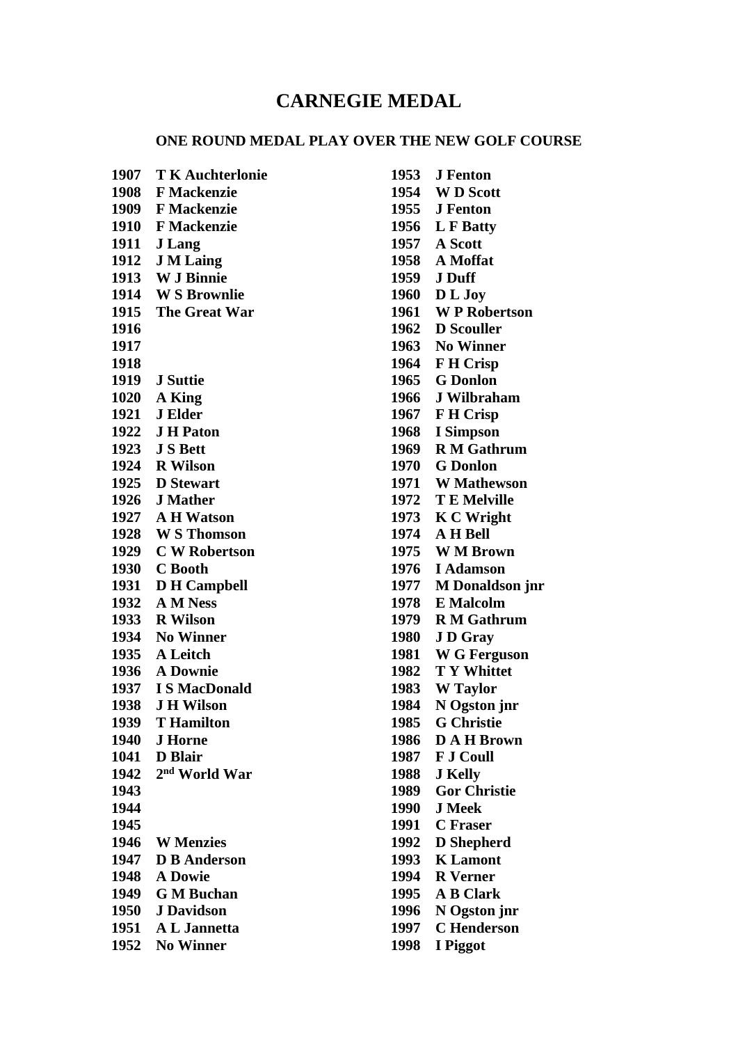# CARNEGIE MEDAL

## ONE ROUND MEDAL PLAY OVER THE NEW GOLF COURSE

**1907 T K Auchterlonie**
**1908 F Mackenzie**
**1909 F Mackenzie**
**1910 F Mackenzie**
**1911 J Lang**
**1912 J M Laing**
**1913 W J Binnie**
**1914 W S Brownlie**
**1915 The Great War**
**1916**
**1917**
**1918**
**1919 J Suttie**
**1020 A King**
**1921 J Elder**
**1922 J H Paton**
**1923 J S Bett**
**1924 R Wilson**
**1925 D Stewart**
**1926 J Mather**
**1927 A H Watson**
**1928 W S Thomson**
**1929 C W Robertson**
**1930 C Booth**
**1931 D H Campbell**
**1932 A M Ness**
**1933 R Wilson**
**1934 No Winner**
**1935 A Leitch**
**1936 A Downie**
**1937 I S MacDonald**
**1938 J H Wilson**
**1939 T Hamilton**
**1940 J Horne**
**1041 D Blair**
**1942 2nd World War**
**1943**
**1944**
**1945**
**1946 W Menzies**
**1947 D B Anderson**
**1948 A Dowie**
**1949 G M Buchan**
**1950 J Davidson**
**1951 A L Jannetta**
**1952 No Winner**
**1953 J Fenton**
**1954 W D Scott**
**1955 J Fenton**
**1956 L F Batty**
**1957 A Scott**
**1958 A Moffat**
**1959 J Duff**
**1960 D L Joy**
**1961 W P Robertson**
**1962 D Scouller**
**1963 No Winner**
**1964 F H Crisp**
**1965 G Donlon**
**1966 J Wilbraham**
**1967 F H Crisp**
**1968 I Simpson**
**1969 R M Gathrum**
**1970 G Donlon**
**1971 W Mathewson**
**1972 T E Melville**
**1973 K C Wright**
**1974 A H Bell**
**1975 W M Brown**
**1976 I Adamson**
**1977 M Donaldson jnr**
**1978 E Malcolm**
**1979 R M Gathrum**
**1980 J D Gray**
**1981 W G Ferguson**
**1982 T Y Whittet**
**1983 W Taylor**
**1984 N Ogston jnr**
**1985 G Christie**
**1986 D A H Brown**
**1987 F J Coull**
**1988 J Kelly**
**1989 Gor Christie**
**1990 J Meek**
**1991 C Fraser**
**1992 D Shepherd**
**1993 K Lamont**
**1994 R Verner**
**1995 A B Clark**
**1996 N Ogston jnr**
**1997 C Henderson**
**1998 I Piggot**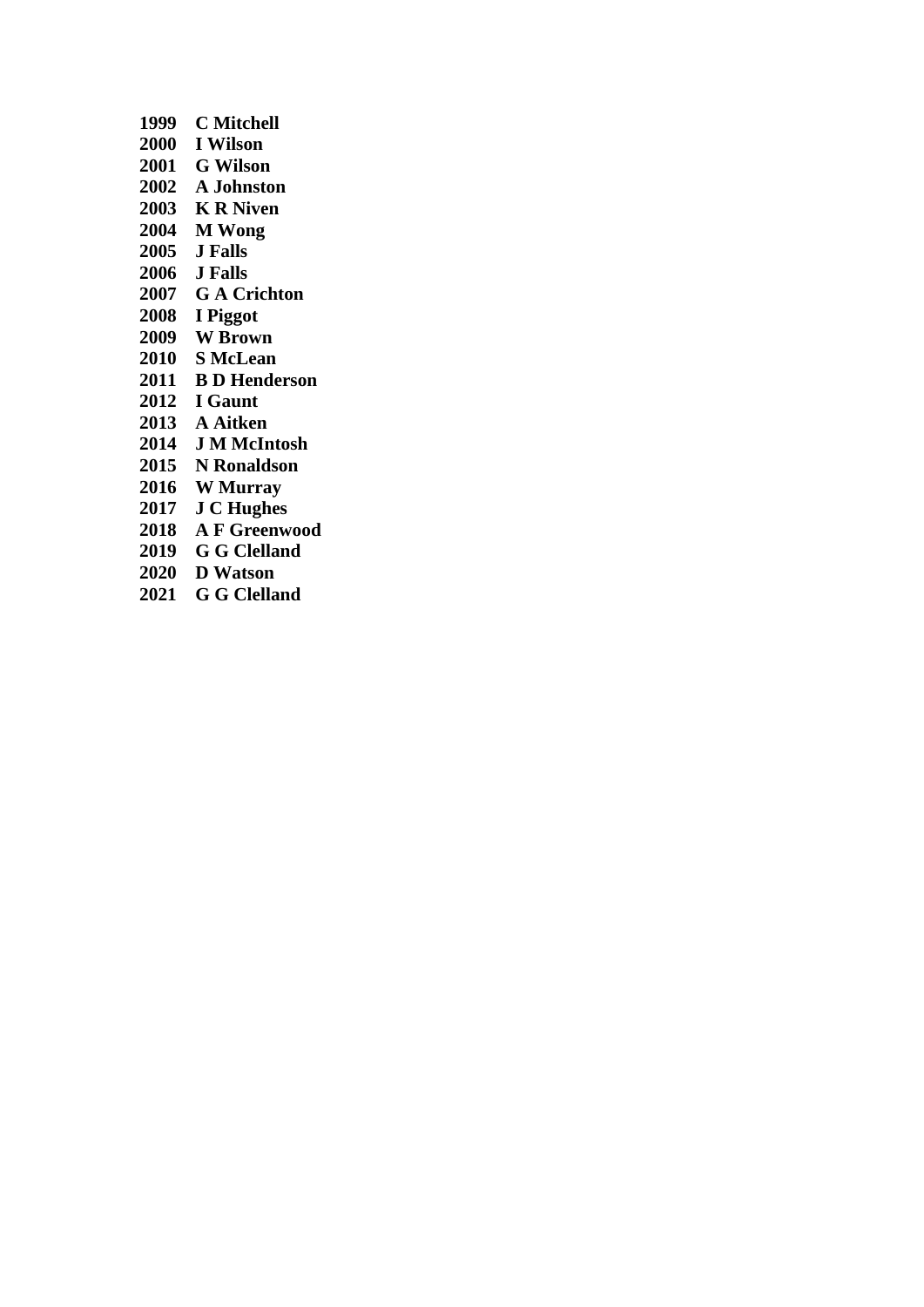| | |
|---|---|
| **1999** | **C Mitchell** |
| **2000** | **I Wilson** |
| **2001** | **G Wilson** |
| **2002** | **A Johnston** |
| **2003** | **K R Niven** |
| **2004** | **M Wong** |
| **2005** | **J Falls** |
| **2006** | **J Falls** |
| **2007** | **G A Crichton** |
| **2008** | **I Piggot** |
| **2009** | **W Brown** |
| **2010** | **S McLean** |
| **2011** | **B D Henderson** |
| **2012** | **I Gaunt** |
| **2013** | **A Aitken** |
| **2014** | **J M McIntosh** |
| **2015** | **N Ronaldson** |
| **2016** | **W Murray** |
| **2017** | **J C Hughes** |
| **2018** | **A F Greenwood** |
| **2019** | **G G Clelland** |
| **2020** | **D Watson** |
| **2021** | **G G Clelland** |